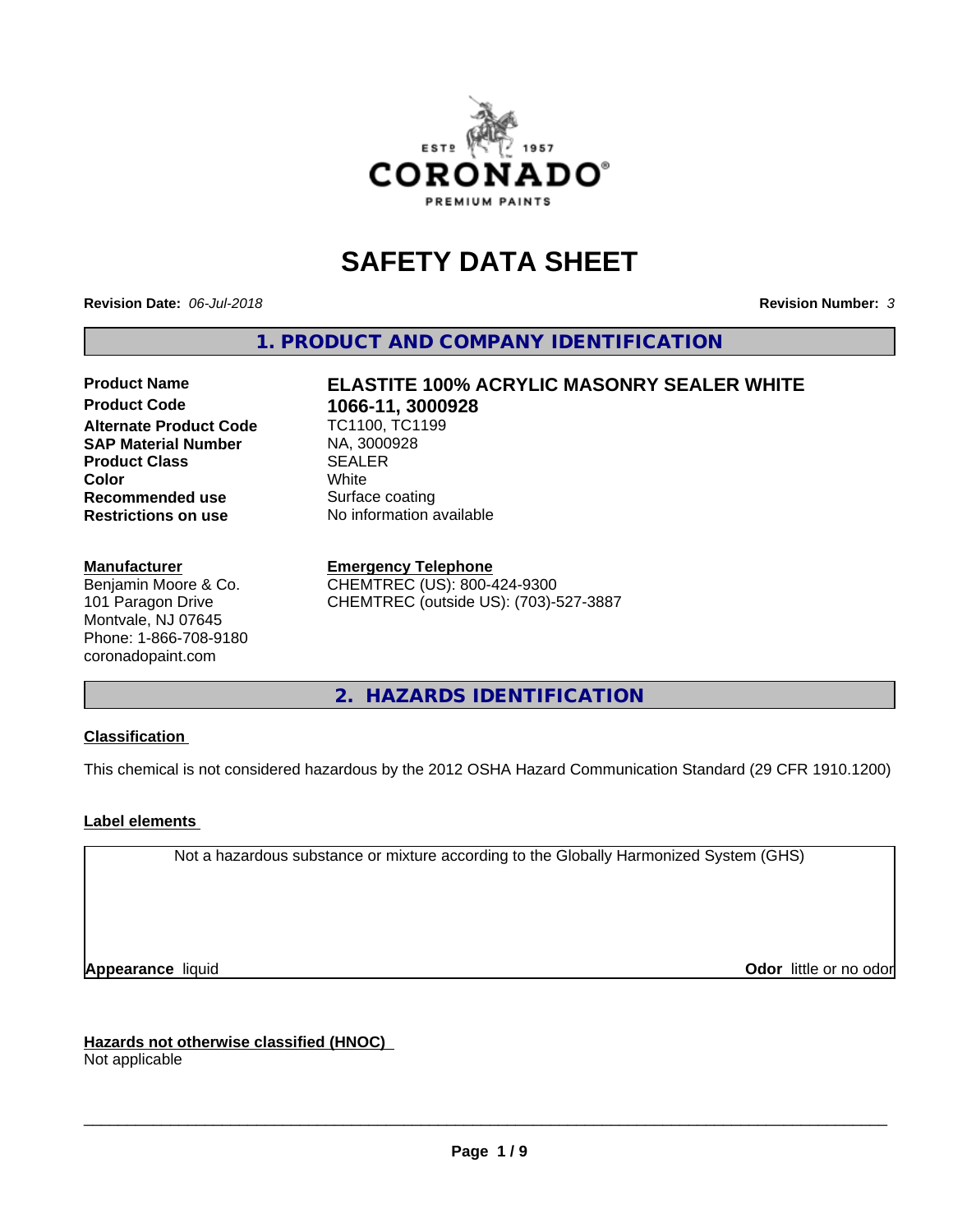ESTº 1957
CORONADO®
PREMIUM PAINTS

# SAFETY DATA SHEET

**Revision Date:** *06-Jul-2018*

**Revision Number:** *3*

## 1. PRODUCT AND COMPANY IDENTIFICATION

| | |
|---|---|
| **Product Name** | **ELASTITE 100% ACRYLIC MASONRY SEALER WHITE** |
| **Product Code** | **1066-11, 3000928** |
| **Alternate Product Code** | TC1100, TC1199 |
| **SAP Material Number** | NA, 3000928 |
| **Product Class** | SEALER |
| **Color** | White |
| **Recommended use** | Surface coating |
| **Restrictions on use** | No information available |

**Manufacturer**
Benjamin Moore & Co.
101 Paragon Drive
Montvale, NJ 07645
Phone: 1-866-708-9180
coronadopaint.com

**Emergency Telephone**
CHEMTREC (US): 800-424-9300
CHEMTREC (outside US): (703)-527-3887

## 2. HAZARDS IDENTIFICATION

**Classification**

This chemical is not considered hazardous by the 2012 OSHA Hazard Communication Standard (29 CFR 1910.1200)

**Label elements**

Not a hazardous substance or mixture according to the Globally Harmonized System (GHS)

**Appearance** liquid

**Odor** little or no odor

**Hazards not otherwise classified (HNOC)**
Not applicable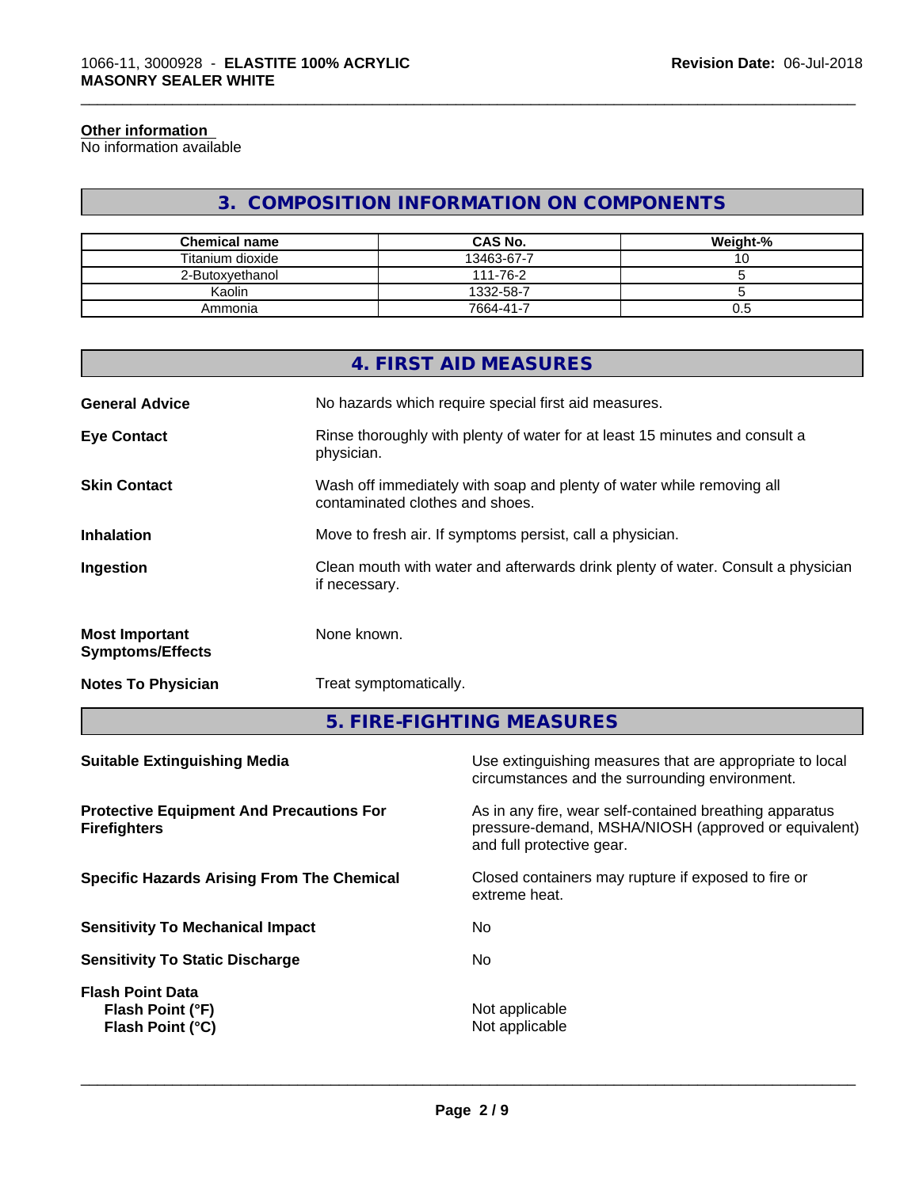### Other information

No information available

## 3. COMPOSITION INFORMATION ON COMPONENTS

| Chemical name | CAS No. | Weight-% |
|---|---|---|
| Titanium dioxide | 13463-67-7 | 10 |
| 2-Butoxyethanol | 111-76-2 | 5 |
| Kaolin | 1332-58-7 | 5 |
| Ammonia | 7664-41-7 | 0.5 |

## 4. FIRST AID MEASURES

**General Advice**
No hazards which require special first aid measures.

**Eye Contact**
Rinse thoroughly with plenty of water for at least 15 minutes and consult a physician.

**Skin Contact**
Wash off immediately with soap and plenty of water while removing all contaminated clothes and shoes.

**Inhalation**
Move to fresh air. If symptoms persist, call a physician.

**Ingestion**
Clean mouth with water and afterwards drink plenty of water. Consult a physician if necessary.

**Most Important Symptoms/Effects**
None known.

**Notes To Physician**
Treat symptomatically.

## 5. FIRE-FIGHTING MEASURES

**Suitable Extinguishing Media**
Use extinguishing measures that are appropriate to local circumstances and the surrounding environment.

**Protective Equipment And Precautions For Firefighters**
As in any fire, wear self-contained breathing apparatus pressure-demand, MSHA/NIOSH (approved or equivalent) and full protective gear.

**Specific Hazards Arising From The Chemical**
Closed containers may rupture if exposed to fire or extreme heat.

**Sensitivity To Mechanical Impact**
No

**Sensitivity To Static Discharge**
No

**Flash Point Data**

**Flash Point (°F)**
Not applicable

**Flash Point (°C)**
Not applicable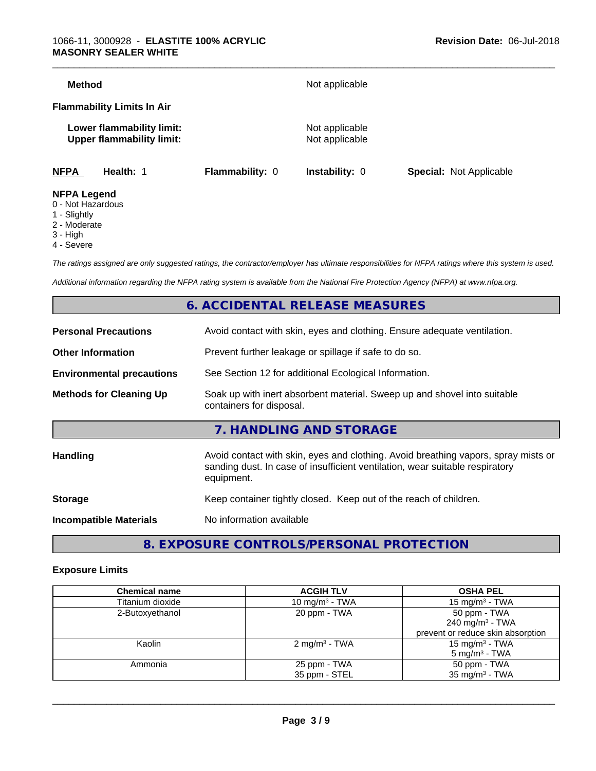| | |
|---|---|
| **Method** | Not applicable |

**Flammability Limits In Air**

| | |
|---|---|
| **Lower flammability limit:** | Not applicable |
| **Upper flammability limit:** | Not applicable |

| **NFPA** | **Health:** 1 | **Flammability:** 0 | **Instability:** 0 | **Special:** Not Applicable |
|---|---|---|---|---|

**NFPA Legend**
- 0 - Not Hazardous
- 1 - Slightly
- 2 - Moderate
- 3 - High
- 4 - Severe

*The ratings assigned are only suggested ratings, the contractor/employer has ultimate responsibilities for NFPA ratings where this system is used.*

*Additional information regarding the NFPA rating system is available from the National Fire Protection Agency (NFPA) at www.nfpa.org.*

## 6. ACCIDENTAL RELEASE MEASURES

| | |
|---|---|
| **Personal Precautions** | Avoid contact with skin, eyes and clothing. Ensure adequate ventilation. |
| **Other Information** | Prevent further leakage or spillage if safe to do so. |
| **Environmental precautions** | See Section 12 for additional Ecological Information. |
| **Methods for Cleaning Up** | Soak up with inert absorbent material. Sweep up and shovel into suitable containers for disposal. |

## 7. HANDLING AND STORAGE

| | |
|---|---|
| **Handling** | Avoid contact with skin, eyes and clothing. Avoid breathing vapors, spray mists or sanding dust. In case of insufficient ventilation, wear suitable respiratory equipment. |
| **Storage** | Keep container tightly closed. Keep out of the reach of children. |
| **Incompatible Materials** | No information available |

## 8. EXPOSURE CONTROLS/PERSONAL PROTECTION

**Exposure Limits**

| Chemical name | ACGIH TLV | OSHA PEL |
|---|---|---|
| Titanium dioxide | 10 mg/m$^3$ - TWA | 15 mg/m$^3$ - TWA |
| 2-Butoxyethanol | 20 ppm - TWA | 50 ppm - TWA<br>240 mg/m$^3$ - TWA<br>prevent or reduce skin absorption |
| Kaolin | 2 mg/m$^3$ - TWA | 15 mg/m$^3$ - TWA<br>5 mg/m$^3$ - TWA |
| Ammonia | 25 ppm - TWA<br>35 ppm - STEL | 50 ppm - TWA<br>35 mg/m$^3$ - TWA |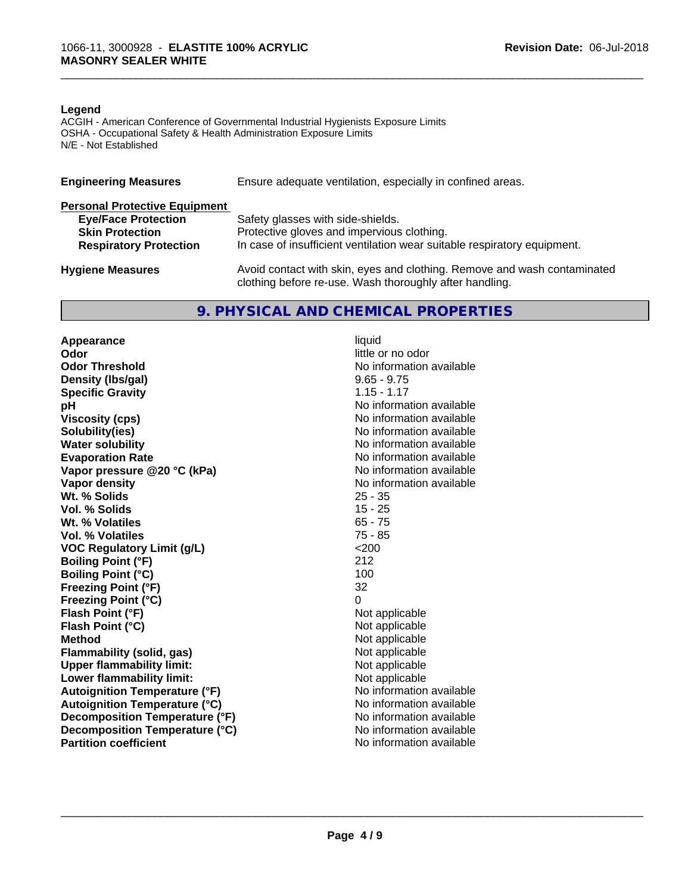**Legend**

ACGIH - American Conference of Governmental Industrial Hygienists Exposure Limits
OSHA - Occupational Safety & Health Administration Exposure Limits
N/E - Not Established

| | |
|---|---|
| **Engineering Measures** | Ensure adequate ventilation, especially in confined areas. |

**Personal Protective Equipment**

| | |
|---|---|
| **Eye/Face Protection** | Safety glasses with side-shields. |
| **Skin Protection** | Protective gloves and impervious clothing. |
| **Respiratory Protection** | In case of insufficient ventilation wear suitable respiratory equipment. |

| | |
|---|---|
| **Hygiene Measures** | Avoid contact with skin, eyes and clothing. Remove and wash contaminated clothing before re-use. Wash thoroughly after handling. |

## 9. PHYSICAL AND CHEMICAL PROPERTIES

| | |
|---|---|
| **Appearance** | liquid |
| **Odor** | little or no odor |
| **Odor Threshold** | No information available |
| **Density (lbs/gal)** | 9.65 - 9.75 |
| **Specific Gravity** | 1.15 - 1.17 |
| **pH** | No information available |
| **Viscosity (cps)** | No information available |
| **Solubility(ies)** | No information available |
| **Water solubility** | No information available |
| **Evaporation Rate** | No information available |
| **Vapor pressure @20 °C (kPa)** | No information available |
| **Vapor density** | No information available |
| **Wt. % Solids** | 25 - 35 |
| **Vol. % Solids** | 15 - 25 |
| **Wt. % Volatiles** | 65 - 75 |
| **Vol. % Volatiles** | 75 - 85 |
| **VOC Regulatory Limit (g/L)** | <200 |
| **Boiling Point (°F)** | 212 |
| **Boiling Point (°C)** | 100 |
| **Freezing Point (°F)** | 32 |
| **Freezing Point (°C)** | 0 |
| **Flash Point (°F)** | Not applicable |
| **Flash Point (°C)** | Not applicable |
| **Method** | Not applicable |
| **Flammability (solid, gas)** | Not applicable |
| **Upper flammability limit:** | Not applicable |
| **Lower flammability limit:** | Not applicable |
| **Autoignition Temperature (°F)** | No information available |
| **Autoignition Temperature (°C)** | No information available |
| **Decomposition Temperature (°F)** | No information available |
| **Decomposition Temperature (°C)** | No information available |
| **Partition coefficient** | No information available |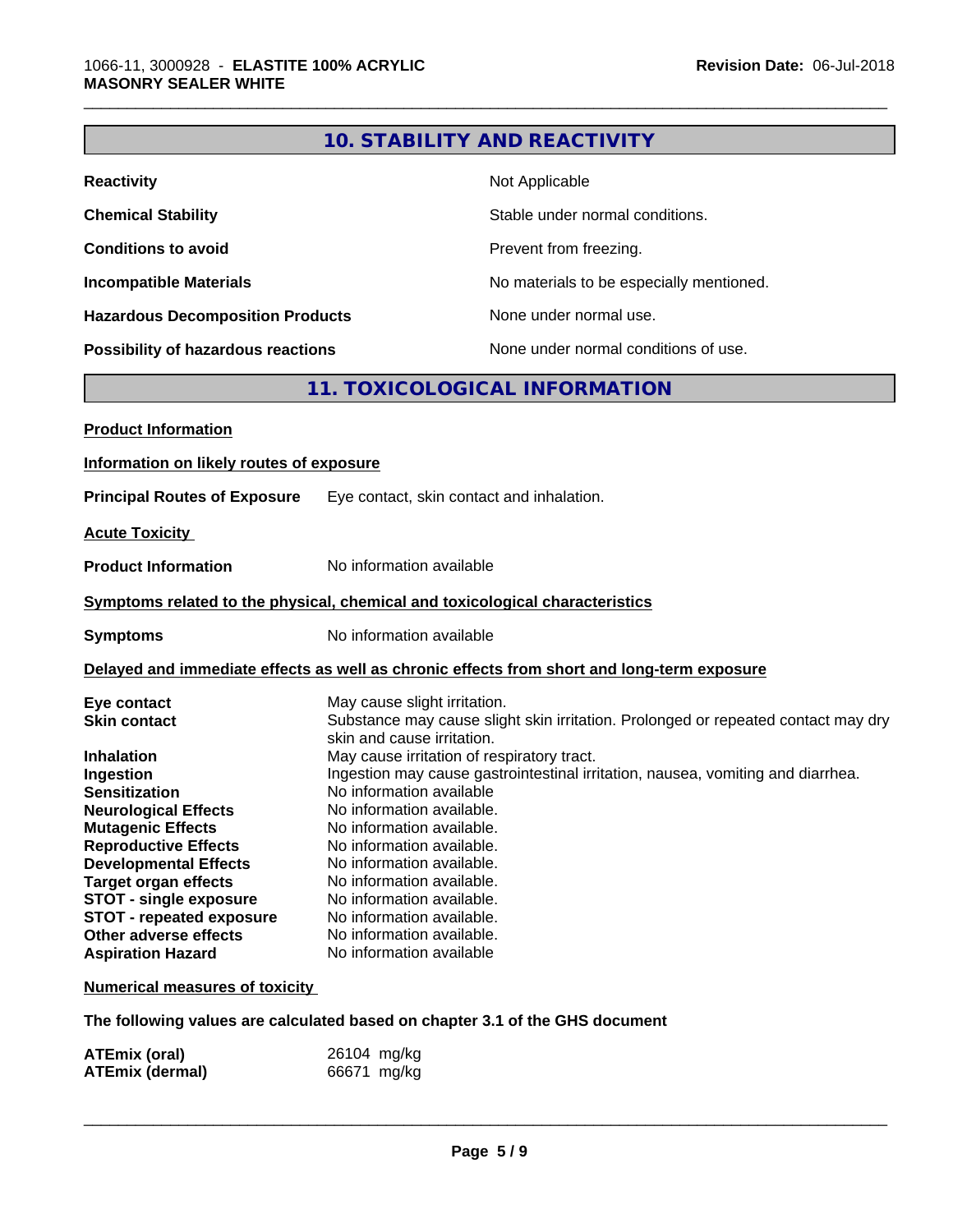## 10. STABILITY AND REACTIVITY

| | |
|---|---|
| **Reactivity** | Not Applicable |
| **Chemical Stability** | Stable under normal conditions. |
| **Conditions to avoid** | Prevent from freezing. |
| **Incompatible Materials** | No materials to be especially mentioned. |
| **Hazardous Decomposition Products** | None under normal use. |
| **Possibility of hazardous reactions** | None under normal conditions of use. |

## 11. TOXICOLOGICAL INFORMATION

**Product Information**

**Information on likely routes of exposure**

**Principal Routes of Exposure** Eye contact, skin contact and inhalation.

**Acute Toxicity**

**Product Information** No information available

**Symptoms related to the physical, chemical and toxicological characteristics**

**Symptoms** No information available

**Delayed and immediate effects as well as chronic effects from short and long-term exposure**

| | |
|---|---|
| **Eye contact** | May cause slight irritation. |
| **Skin contact** | Substance may cause slight skin irritation. Prolonged or repeated contact may dry skin and cause irritation. |
| **Inhalation** | May cause irritation of respiratory tract. |
| **Ingestion** | Ingestion may cause gastrointestinal irritation, nausea, vomiting and diarrhea. |
| **Sensitization** | No information available |
| **Neurological Effects** | No information available. |
| **Mutagenic Effects** | No information available. |
| **Reproductive Effects** | No information available. |
| **Developmental Effects** | No information available. |
| **Target organ effects** | No information available. |
| **STOT - single exposure** | No information available. |
| **STOT - repeated exposure** | No information available. |
| **Other adverse effects** | No information available. |
| **Aspiration Hazard** | No information available |

**Numerical measures of toxicity**

**The following values are calculated based on chapter 3.1 of the GHS document**

| | |
|---|---|
| **ATEmix (oral)** | 26104 mg/kg |
| **ATEmix (dermal)** | 66671 mg/kg |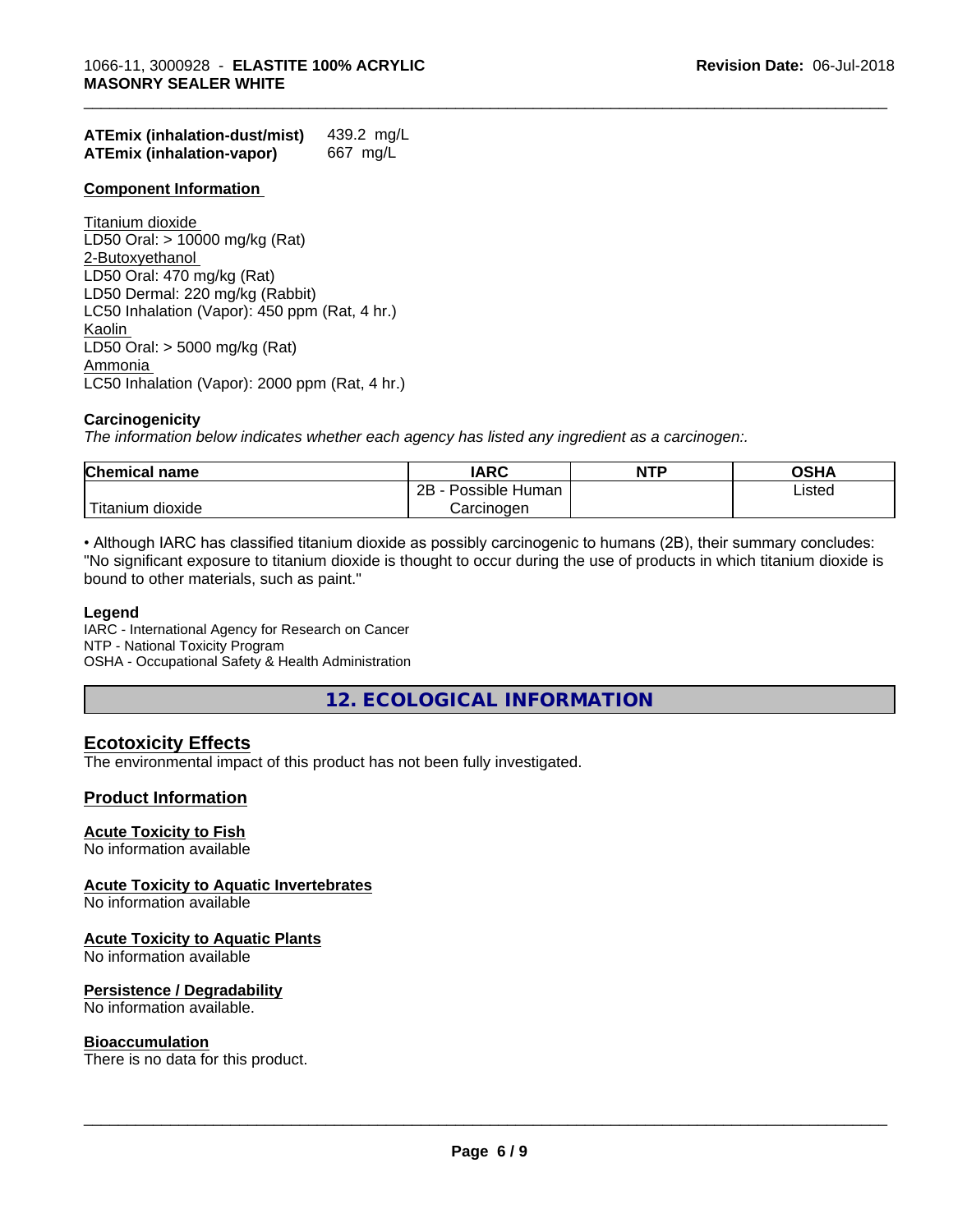**ATEmix (inhalation-dust/mist)** 439.2 mg/L
**ATEmix (inhalation-vapor)** 667 mg/L

### Component Information

Titanium dioxide
LD50 Oral: > 10000 mg/kg (Rat)
2-Butoxyethanol
LD50 Oral: 470 mg/kg (Rat)
LD50 Dermal: 220 mg/kg (Rabbit)
LC50 Inhalation (Vapor): 450 ppm (Rat, 4 hr.)
Kaolin
LD50 Oral: > 5000 mg/kg (Rat)
Ammonia
LC50 Inhalation (Vapor): 2000 ppm (Rat, 4 hr.)

### Carcinogenicity

*The information below indicates whether each agency has listed any ingredient as a carcinogen:.*

| Chemical name | IARC | NTP | OSHA |
| --- | --- | --- | --- |
| Titanium dioxide | 2B - Possible Human Carcinogen | | Listed |

• Although IARC has classified titanium dioxide as possibly carcinogenic to humans (2B), their summary concludes: "No significant exposure to titanium dioxide is thought to occur during the use of products in which titanium dioxide is bound to other materials, such as paint."

**Legend**
IARC - International Agency for Research on Cancer
NTP - National Toxicity Program
OSHA - Occupational Safety & Health Administration

## 12. ECOLOGICAL INFORMATION

### Ecotoxicity Effects

The environmental impact of this product has not been fully investigated.

### Product Information

**Acute Toxicity to Fish**
No information available

**Acute Toxicity to Aquatic Invertebrates**
No information available

**Acute Toxicity to Aquatic Plants**
No information available

**Persistence / Degradability**
No information available.

**Bioaccumulation**
There is no data for this product.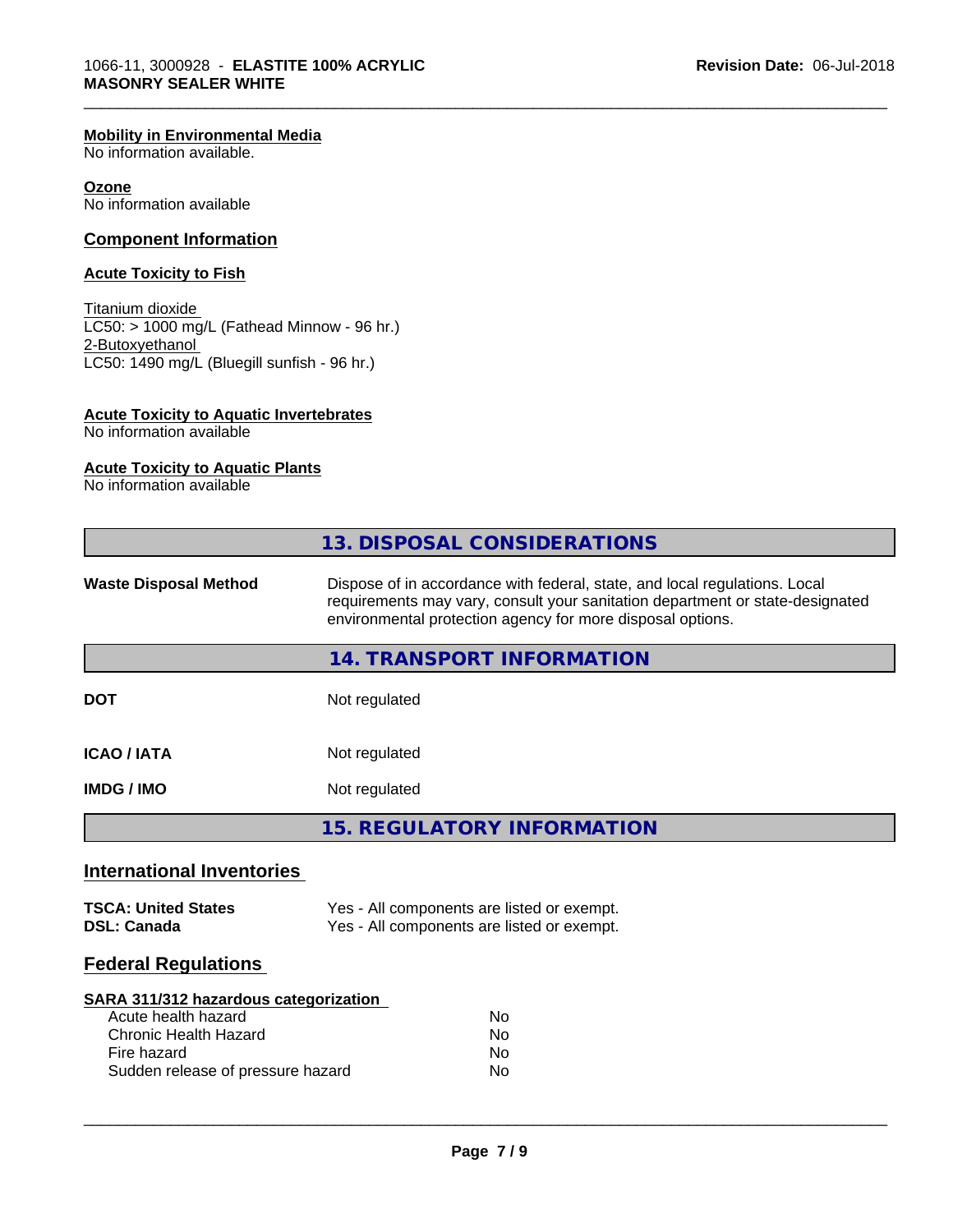**Mobility in Environmental Media**
No information available.

**Ozone**
No information available

## Component Information

**Acute Toxicity to Fish**

Titanium dioxide
LC50: > 1000 mg/L (Fathead Minnow - 96 hr.)
2-Butoxyethanol
LC50: 1490 mg/L (Bluegill sunfish - 96 hr.)

**Acute Toxicity to Aquatic Invertebrates**
No information available

**Acute Toxicity to Aquatic Plants**
No information available

## 13. DISPOSAL CONSIDERATIONS

| | |
|---|---|
| **Waste Disposal Method** | Dispose of in accordance with federal, state, and local regulations. Local requirements may vary, consult your sanitation department or state-designated environmental protection agency for more disposal options. |

## 14. TRANSPORT INFORMATION

| | |
|---|---|
| **DOT** | Not regulated |
| **ICAO / IATA** | Not regulated |
| **IMDG / IMO** | Not regulated |

## 15. REGULATORY INFORMATION

### International Inventories

| | |
|---|---|
| **TSCA: United States** | Yes - All components are listed or exempt. |
| **DSL: Canada** | Yes - All components are listed or exempt. |

### Federal Regulations

**SARA 311/312 hazardous categorization**

| | |
|---|---|
| Acute health hazard | No |
| Chronic Health Hazard | No |
| Fire hazard | No |
| Sudden release of pressure hazard | No |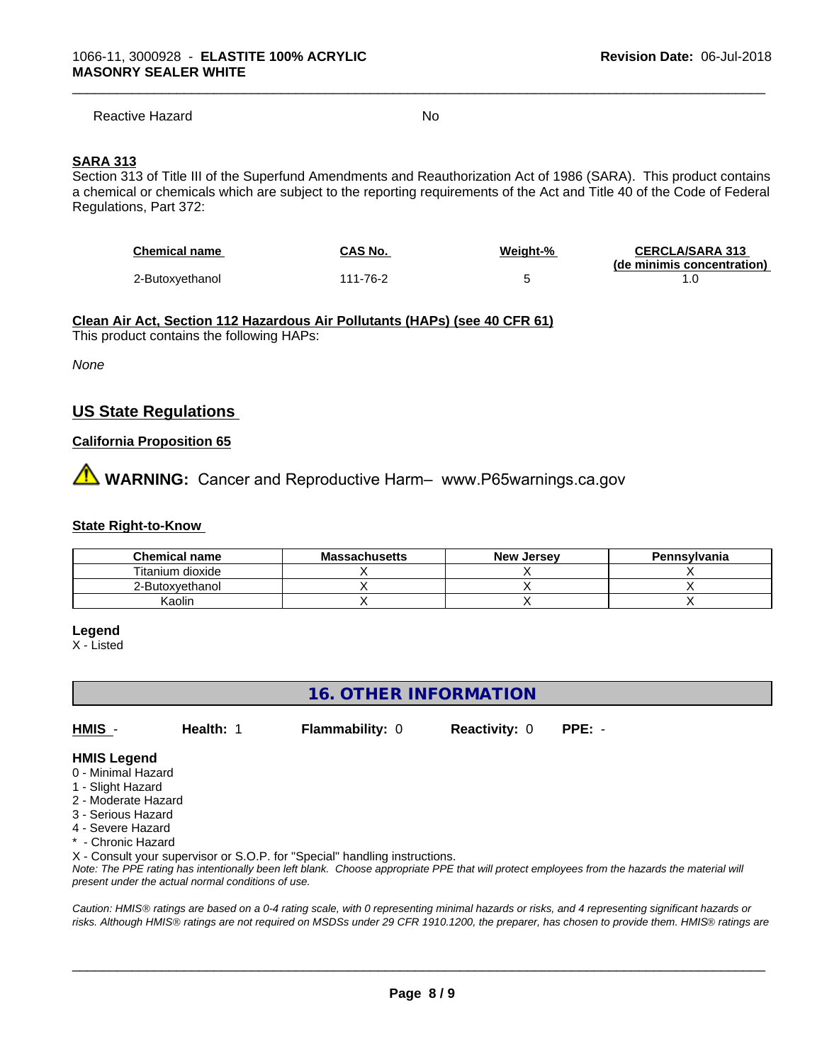| | |
|---|---|
| Reactive Hazard | No |

**SARA 313**

Section 313 of Title III of the Superfund Amendments and Reauthorization Act of 1986 (SARA). This product contains a chemical or chemicals which are subject to the reporting requirements of the Act and Title 40 of the Code of Federal Regulations, Part 372:

| Chemical name | CAS No. | Weight-% | CERCLA/SARA 313 (de minimis concentration) |
|---|---|---|---|
| 2-Butoxyethanol | 111-76-2 | 5 | 1.0 |

**Clean Air Act, Section 112 Hazardous Air Pollutants (HAPs) (see 40 CFR 61)**

This product contains the following HAPs:

*None*

## US State Regulations

**California Proposition 65**

⚠ **WARNING:** Cancer and Reproductive Harm– www.P65warnings.ca.gov

**State Right-to-Know**

| Chemical name | Massachusetts | New Jersey | Pennsylvania |
|---|---|---|---|
| Titanium dioxide | X | X | X |
| 2-Butoxyethanol | X | X | X |
| Kaolin | X | X | X |

**Legend**

X - Listed

## 16. OTHER INFORMATION

**HMIS** - **Health:** 1 **Flammability:** 0 **Reactivity:** 0 **PPE:** -

**HMIS Legend**

0 - Minimal Hazard
1 - Slight Hazard
2 - Moderate Hazard
3 - Serious Hazard
4 - Severe Hazard
* - Chronic Hazard
X - Consult your supervisor or S.O.P. for "Special" handling instructions.

*Note: The PPE rating has intentionally been left blank. Choose appropriate PPE that will protect employees from the hazards the material will present under the actual normal conditions of use.*

*Caution: HMIS® ratings are based on a 0-4 rating scale, with 0 representing minimal hazards or risks, and 4 representing significant hazards or risks. Although HMIS® ratings are not required on MSDSs under 29 CFR 1910.1200, the preparer, has chosen to provide them. HMIS® ratings are*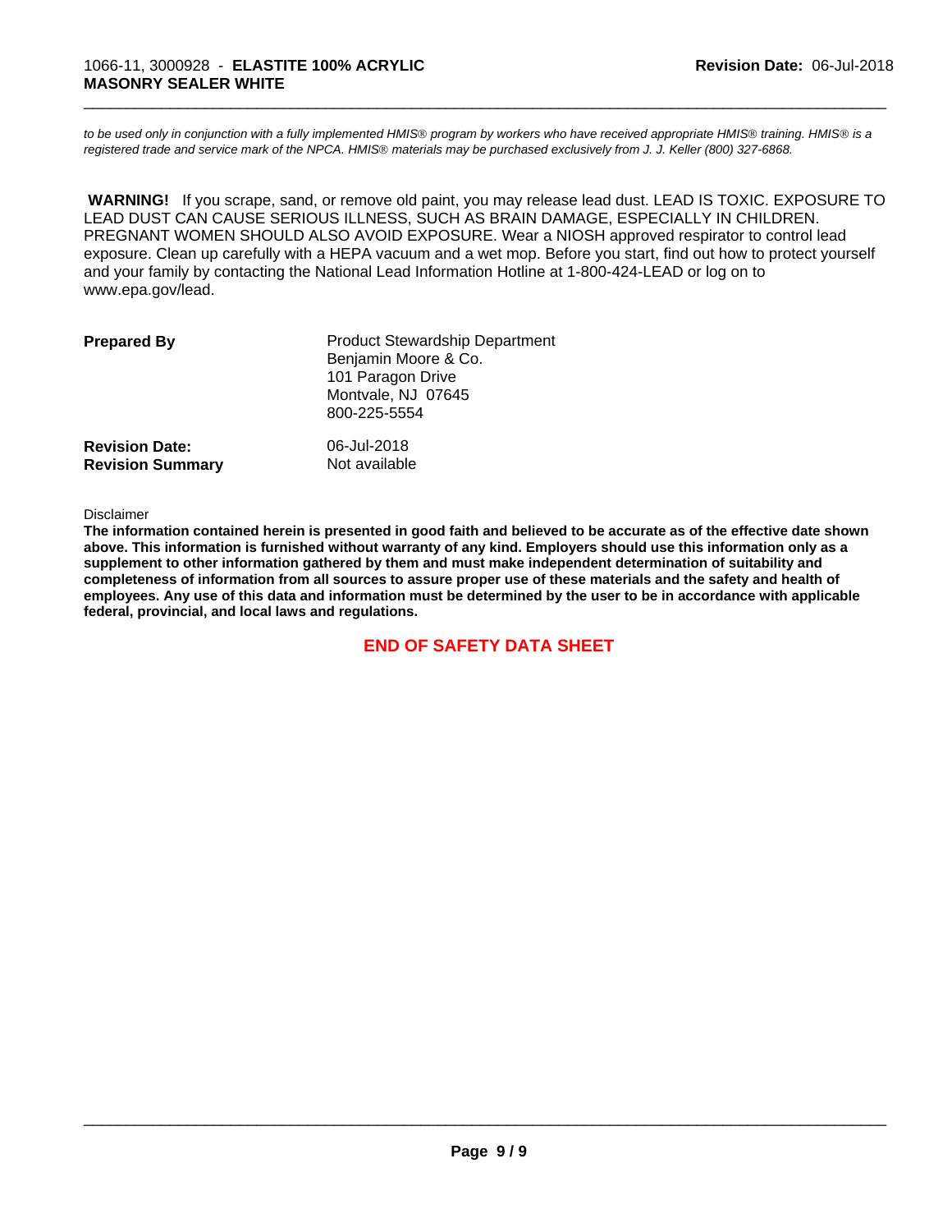*to be used only in conjunction with a fully implemented HMIS® program by workers who have received appropriate HMIS® training. HMIS® is a registered trade and service mark of the NPCA. HMIS® materials may be purchased exclusively from J. J. Keller (800) 327-6868.*

**WARNING!** If you scrape, sand, or remove old paint, you may release lead dust. LEAD IS TOXIC. EXPOSURE TO LEAD DUST CAN CAUSE SERIOUS ILLNESS, SUCH AS BRAIN DAMAGE, ESPECIALLY IN CHILDREN. PREGNANT WOMEN SHOULD ALSO AVOID EXPOSURE. Wear a NIOSH approved respirator to control lead exposure. Clean up carefully with a HEPA vacuum and a wet mop. Before you start, find out how to protect yourself and your family by contacting the National Lead Information Hotline at 1-800-424-LEAD or log on to www.epa.gov/lead.

| | |
|---|---|
| **Prepared By** | Product Stewardship Department<br>Benjamin Moore & Co.<br>101 Paragon Drive<br>Montvale, NJ 07645<br>800-225-5554 |
| **Revision Date:** | 06-Jul-2018 |
| **Revision Summary** | Not available |

Disclaimer

**The information contained herein is presented in good faith and believed to be accurate as of the effective date shown above. This information is furnished without warranty of any kind. Employers should use this information only as a supplement to other information gathered by them and must make independent determination of suitability and completeness of information from all sources to assure proper use of these materials and the safety and health of employees. Any use of this data and information must be determined by the user to be in accordance with applicable federal, provincial, and local laws and regulations.**

**END OF SAFETY DATA SHEET**